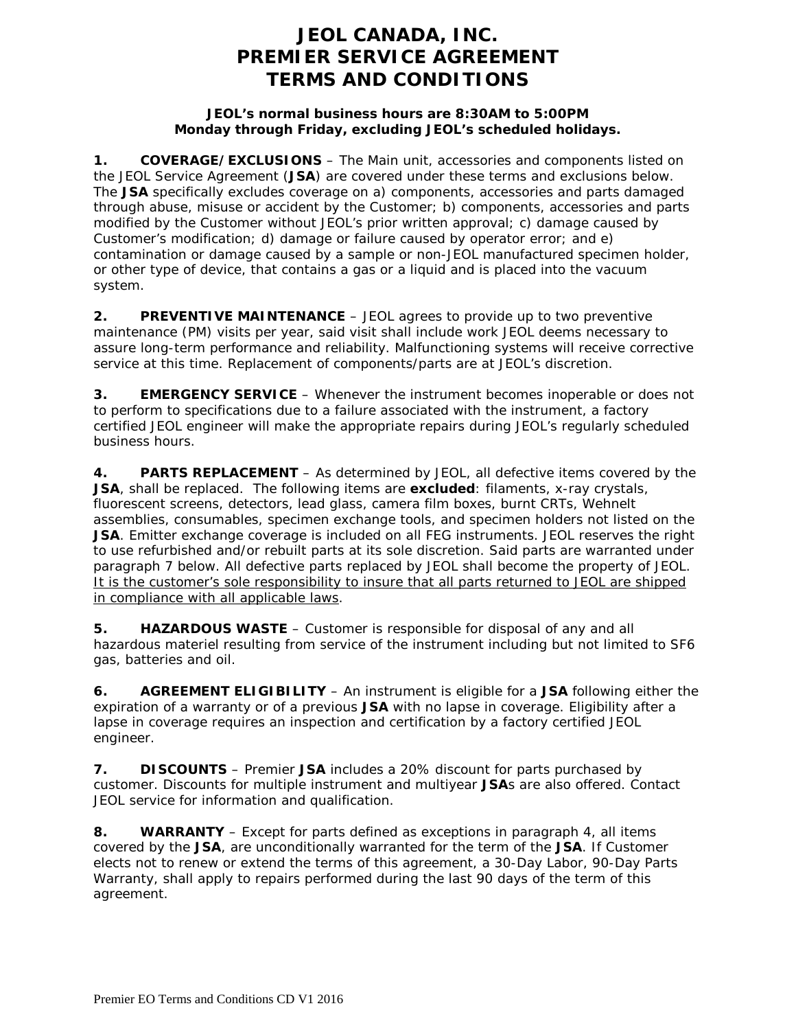# JEOL CANADA, INC.
# PREMIER SERVICE AGREEMENT
# TERMS AND CONDITIONS

**JEOL's normal business hours are 8:30AM to 5:00PM**
**Monday through Friday, excluding JEOL's scheduled holidays.**

**1. COVERAGE/EXCLUSIONS** – The Main unit, accessories and components listed on the JEOL Service Agreement (**JSA**) are covered under these terms and exclusions below. The **JSA** specifically excludes coverage on a) components, accessories and parts damaged through abuse, misuse or accident by the Customer; b) components, accessories and parts modified by the Customer without JEOL's prior written approval; c) damage caused by Customer's modification; d) damage or failure caused by operator error; and e) contamination or damage caused by a sample or non-JEOL manufactured specimen holder, or other type of device, that contains a gas or a liquid and is placed into the vacuum system.

**2. PREVENTIVE MAINTENANCE** – JEOL agrees to provide up to two preventive maintenance (PM) visits per year, said visit shall include work JEOL deems necessary to assure long-term performance and reliability. Malfunctioning systems will receive corrective service at this time. Replacement of components/parts are at JEOL's discretion.

**3. EMERGENCY SERVICE** – Whenever the instrument becomes inoperable or does not to perform to specifications due to a failure associated with the instrument, a factory certified JEOL engineer will make the appropriate repairs during JEOL's regularly scheduled business hours.

**4. PARTS REPLACEMENT** – As determined by JEOL, all defective items covered by the **JSA**, shall be replaced. The following items are **excluded**: filaments, x-ray crystals, fluorescent screens, detectors, lead glass, camera film boxes, burnt CRTs, Wehnelt assemblies, consumables, specimen exchange tools, and specimen holders not listed on the **JSA**. Emitter exchange coverage is included on all FEG instruments. JEOL reserves the right to use refurbished and/or rebuilt parts at its sole discretion. Said parts are warranted under paragraph 7 below. All defective parts replaced by JEOL shall become the property of JEOL. <u>It is the customer's sole responsibility to insure that all parts returned to JEOL are shipped in compliance with all applicable laws</u>.

**5. HAZARDOUS WASTE** – Customer is responsible for disposal of any and all hazardous materiel resulting from service of the instrument including but not limited to SF6 gas, batteries and oil.

**6. AGREEMENT ELIGIBILITY** – An instrument is eligible for a **JSA** following either the expiration of a warranty or of a previous **JSA** with no lapse in coverage. Eligibility after a lapse in coverage requires an inspection and certification by a factory certified JEOL engineer.

**7. DISCOUNTS** – Premier **JSA** includes a 20% discount for parts purchased by customer. Discounts for multiple instrument and multiyear **JSA**s are also offered. Contact JEOL service for information and qualification.

**8. WARRANTY** – Except for parts defined as exceptions in paragraph 4, all items covered by the **JSA**, are unconditionally warranted for the term of the **JSA**. If Customer elects not to renew or extend the terms of this agreement, a 30-Day Labor, 90-Day Parts Warranty, shall apply to repairs performed during the last 90 days of the term of this agreement.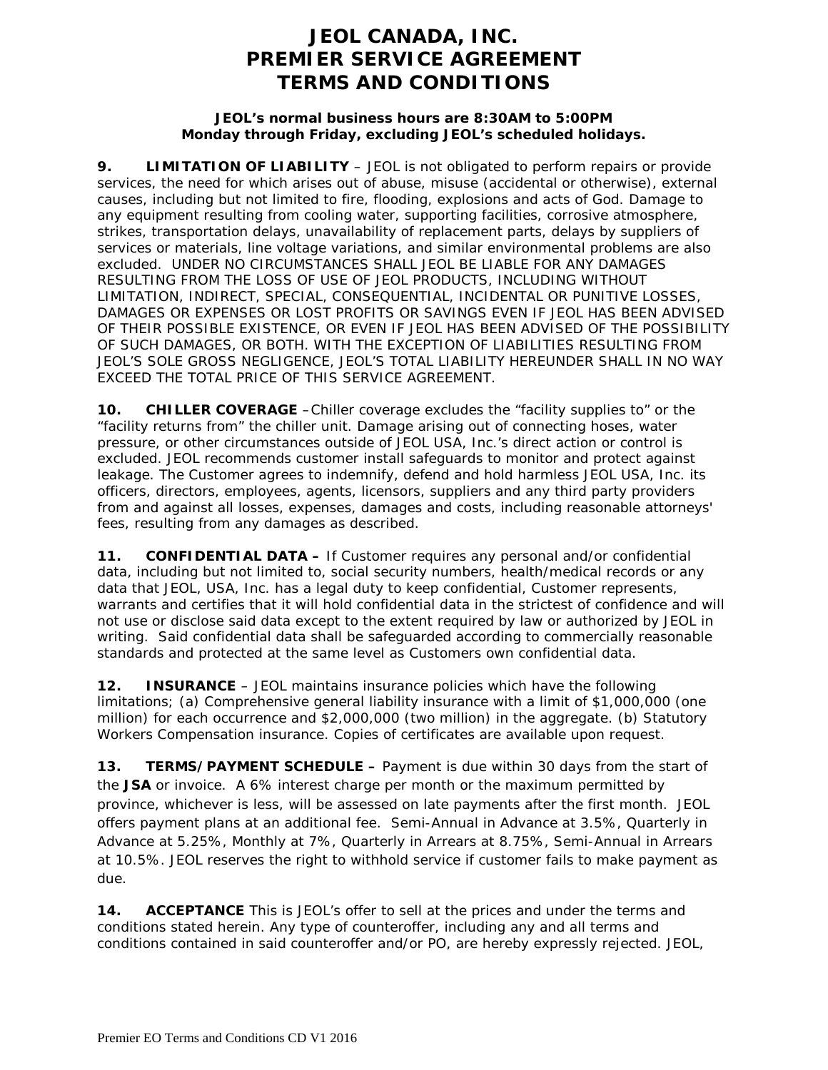# JEOL CANADA, INC.
# PREMIER SERVICE AGREEMENT
# TERMS AND CONDITIONS

**JEOL's normal business hours are 8:30AM to 5:00PM Monday through Friday, excluding JEOL's scheduled holidays.**

**9. LIMITATION OF LIABILITY** – JEOL is not obligated to perform repairs or provide services, the need for which arises out of abuse, misuse (accidental or otherwise), external causes, including but not limited to fire, flooding, explosions and acts of God. Damage to any equipment resulting from cooling water, supporting facilities, corrosive atmosphere, strikes, transportation delays, unavailability of replacement parts, delays by suppliers of services or materials, line voltage variations, and similar environmental problems are also excluded. UNDER NO CIRCUMSTANCES SHALL JEOL BE LIABLE FOR ANY DAMAGES RESULTING FROM THE LOSS OF USE OF JEOL PRODUCTS, INCLUDING WITHOUT LIMITATION, INDIRECT, SPECIAL, CONSEQUENTIAL, INCIDENTAL OR PUNITIVE LOSSES, DAMAGES OR EXPENSES OR LOST PROFITS OR SAVINGS EVEN IF JEOL HAS BEEN ADVISED OF THEIR POSSIBLE EXISTENCE, OR EVEN IF JEOL HAS BEEN ADVISED OF THE POSSIBILITY OF SUCH DAMAGES, OR BOTH. WITH THE EXCEPTION OF LIABILITIES RESULTING FROM JEOL'S SOLE GROSS NEGLIGENCE, JEOL'S TOTAL LIABILITY HEREUNDER SHALL IN NO WAY EXCEED THE TOTAL PRICE OF THIS SERVICE AGREEMENT.

**10. CHILLER COVERAGE** –Chiller coverage excludes the "facility supplies to" or the "facility returns from" the chiller unit. Damage arising out of connecting hoses, water pressure, or other circumstances outside of JEOL USA, Inc.'s direct action or control is excluded. JEOL recommends customer install safeguards to monitor and protect against leakage. The Customer agrees to indemnify, defend and hold harmless JEOL USA, Inc. its officers, directors, employees, agents, licensors, suppliers and any third party providers from and against all losses, expenses, damages and costs, including reasonable attorneys' fees, resulting from any damages as described.

**11. CONFIDENTIAL DATA –** If Customer requires any personal and/or confidential data, including but not limited to, social security numbers, health/medical records or any data that JEOL, USA, Inc. has a legal duty to keep confidential, Customer represents, warrants and certifies that it will hold confidential data in the strictest of confidence and will not use or disclose said data except to the extent required by law or authorized by JEOL in writing. Said confidential data shall be safeguarded according to commercially reasonable standards and protected at the same level as Customers own confidential data.

**12. INSURANCE** – JEOL maintains insurance policies which have the following limitations; (a) Comprehensive general liability insurance with a limit of $1,000,000 (one million) for each occurrence and $2,000,000 (two million) in the aggregate. (b) Statutory Workers Compensation insurance. Copies of certificates are available upon request.

**13. TERMS/PAYMENT SCHEDULE –** Payment is due within 30 days from the start of the **JSA** or invoice. A 6% interest charge per month or the maximum permitted by province, whichever is less, will be assessed on late payments after the first month. JEOL offers payment plans at an additional fee. Semi-Annual in Advance at 3.5%, Quarterly in Advance at 5.25%, Monthly at 7%, Quarterly in Arrears at 8.75%, Semi-Annual in Arrears at 10.5%. JEOL reserves the right to withhold service if customer fails to make payment as due.

**14. ACCEPTANCE** This is JEOL's offer to sell at the prices and under the terms and conditions stated herein. Any type of counteroffer, including any and all terms and conditions contained in said counteroffer and/or PO, are hereby expressly rejected. JEOL,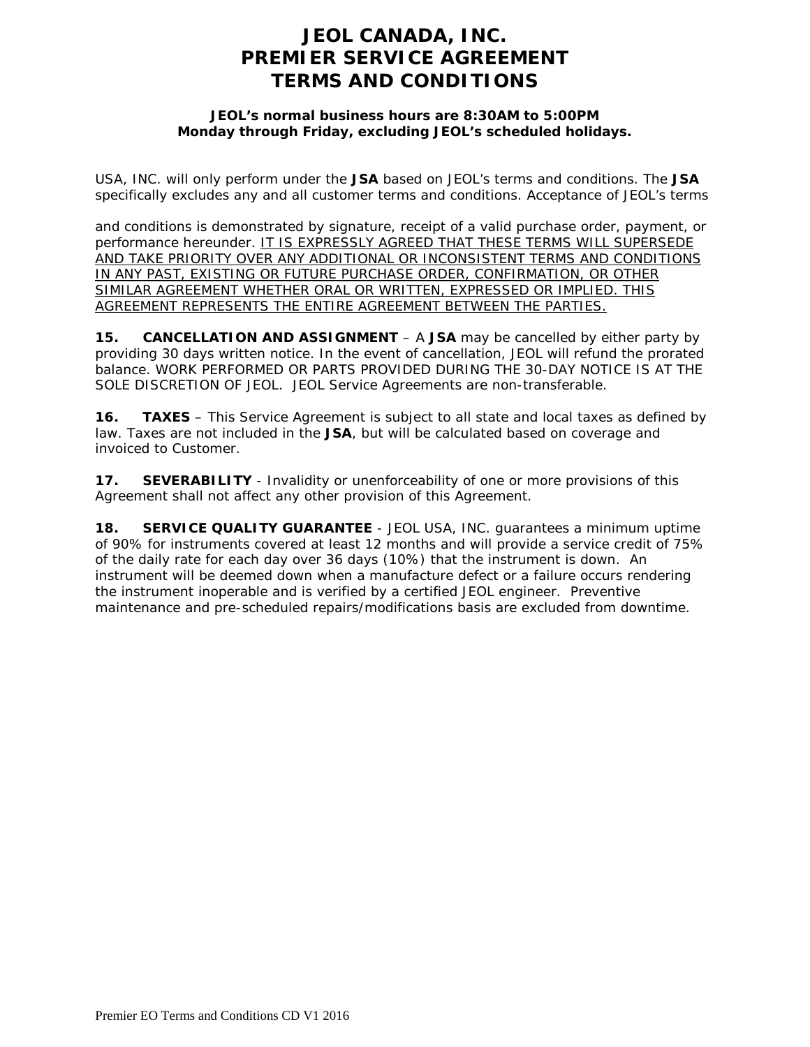# JEOL CANADA, INC.
# PREMIER SERVICE AGREEMENT
# TERMS AND CONDITIONS

**JEOL's normal business hours are 8:30AM to 5:00PM Monday through Friday, excluding JEOL's scheduled holidays.**

USA, INC. will only perform under the **JSA** based on JEOL's terms and conditions. The **JSA** specifically excludes any and all customer terms and conditions. Acceptance of JEOL's terms

and conditions is demonstrated by signature, receipt of a valid purchase order, payment, or performance hereunder. IT IS EXPRESSLY AGREED THAT THESE TERMS WILL SUPERSEDE AND TAKE PRIORITY OVER ANY ADDITIONAL OR INCONSISTENT TERMS AND CONDITIONS IN ANY PAST, EXISTING OR FUTURE PURCHASE ORDER, CONFIRMATION, OR OTHER SIMILAR AGREEMENT WHETHER ORAL OR WRITTEN, EXPRESSED OR IMPLIED. THIS AGREEMENT REPRESENTS THE ENTIRE AGREEMENT BETWEEN THE PARTIES.

**15. CANCELLATION AND ASSIGNMENT** – A **JSA** may be cancelled by either party by providing 30 days written notice. In the event of cancellation, JEOL will refund the prorated balance. WORK PERFORMED OR PARTS PROVIDED DURING THE 30-DAY NOTICE IS AT THE SOLE DISCRETION OF JEOL. JEOL Service Agreements are non-transferable.

**16. TAXES** – This Service Agreement is subject to all state and local taxes as defined by law. Taxes are not included in the **JSA**, but will be calculated based on coverage and invoiced to Customer.

**17. SEVERABILITY** - Invalidity or unenforceability of one or more provisions of this Agreement shall not affect any other provision of this Agreement.

**18. SERVICE QUALITY GUARANTEE** - JEOL USA, INC. guarantees a minimum uptime of 90% for instruments covered at least 12 months and will provide a service credit of 75% of the daily rate for each day over 36 days (10%) that the instrument is down. An instrument will be deemed down when a manufacture defect or a failure occurs rendering the instrument inoperable and is verified by a certified JEOL engineer. Preventive maintenance and pre-scheduled repairs/modifications basis are excluded from downtime.